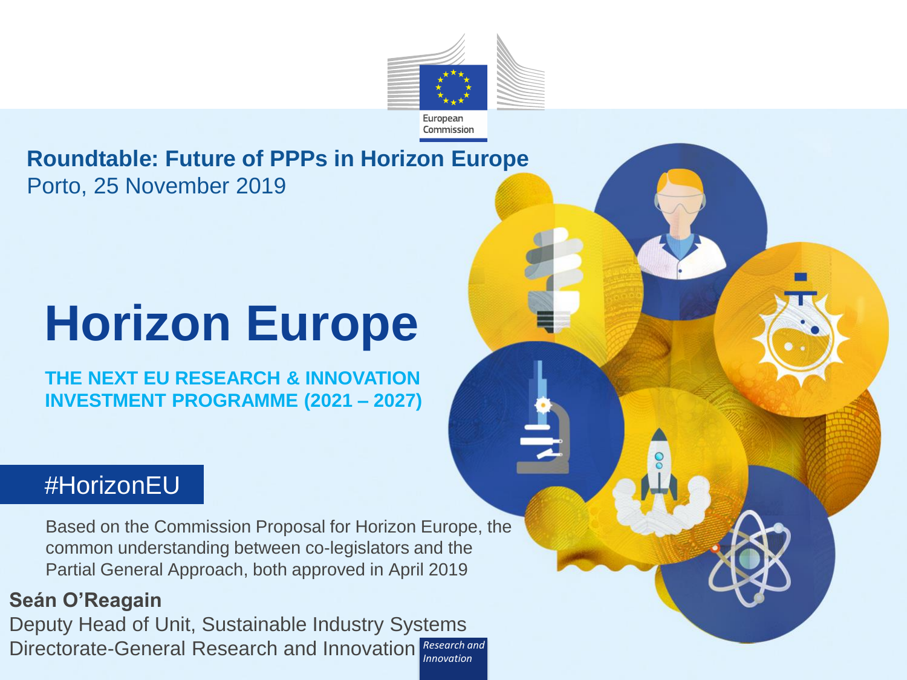European Commission

**Roundtable: Future of PPPs in Horizon Europe**
Porto, 25 November 2019

# Horizon Europe

**THE NEXT EU RESEARCH & INNOVATION INVESTMENT PROGRAMME (2021 – 2027)**

#HorizonEU

Based on the Commission Proposal for Horizon Europe, the common understanding between co-legislators and the Partial General Approach, both approved in April 2019

**Seán O'Reagain**
Deputy Head of Unit, Sustainable Industry Systems
Directorate-General Research and Innovation

*Research and Innovation*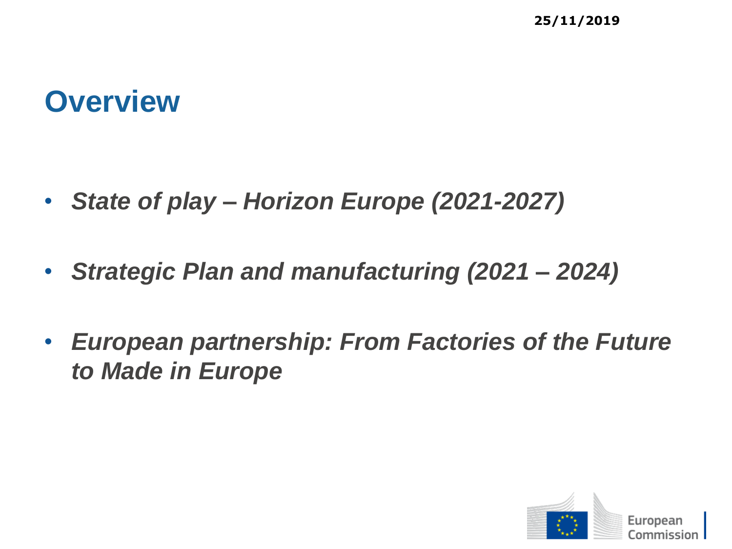# Overview

- ***State of play – Horizon Europe (2021-2027)***
- ***Strategic Plan and manufacturing (2021 – 2024)***
- ***European partnership: From Factories of the Future to Made in Europe***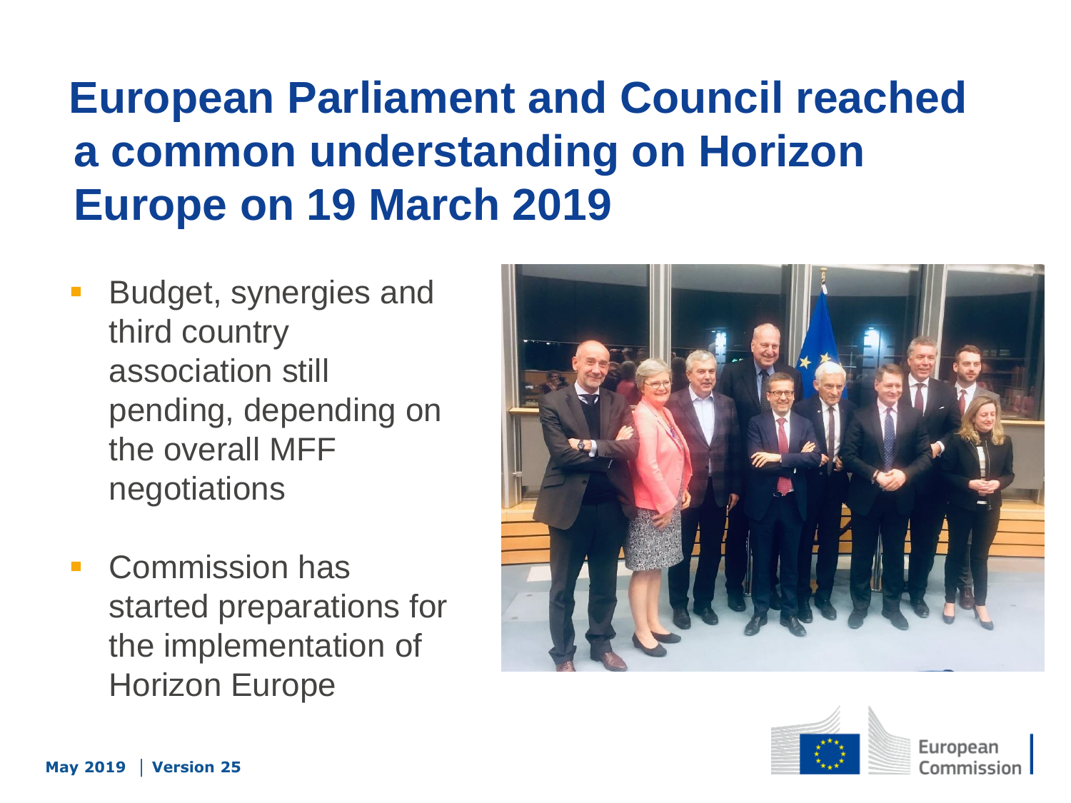# European Parliament and Council reached a common understanding on Horizon Europe on 19 March 2019

- Budget, synergies and third country association still pending, depending on the overall MFF negotiations
- Commission has started preparations for the implementation of Horizon Europe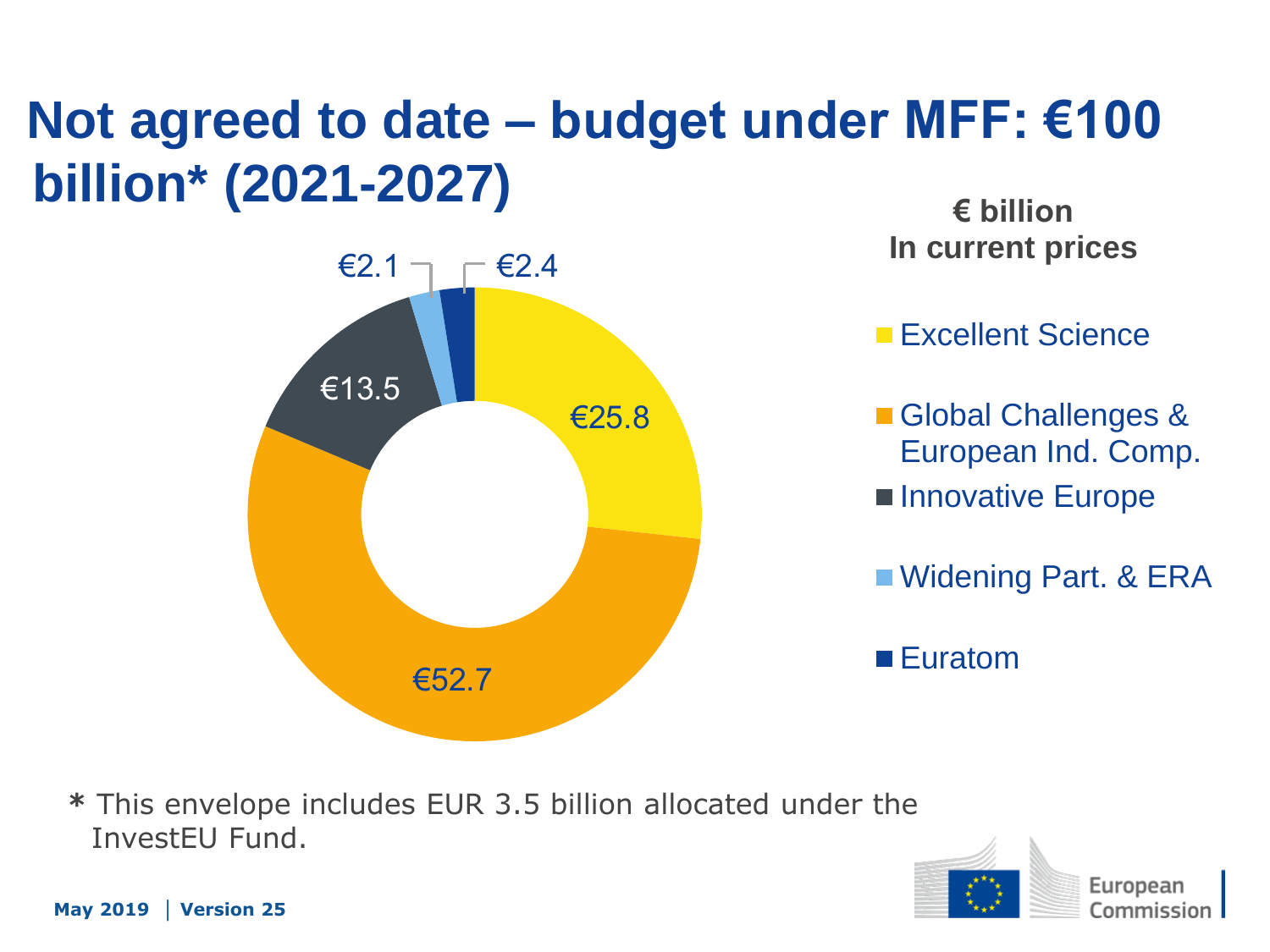# Not agreed to date – budget under MFF: €100 billion* (2021-2027)

**€ billion**
**In current prices**

| Category | € billion |
|---|---|
| Excellent Science | €25.8 |
| Global Challenges & European Ind. Comp. | €52.7 |
| Innovative Europe | €13.5 |
| Widening Part. & ERA | €2.1 |
| Euratom | €2.4 |

**\*** This envelope includes EUR 3.5 billion allocated under the InvestEU Fund.

**May 2019 | Version 25**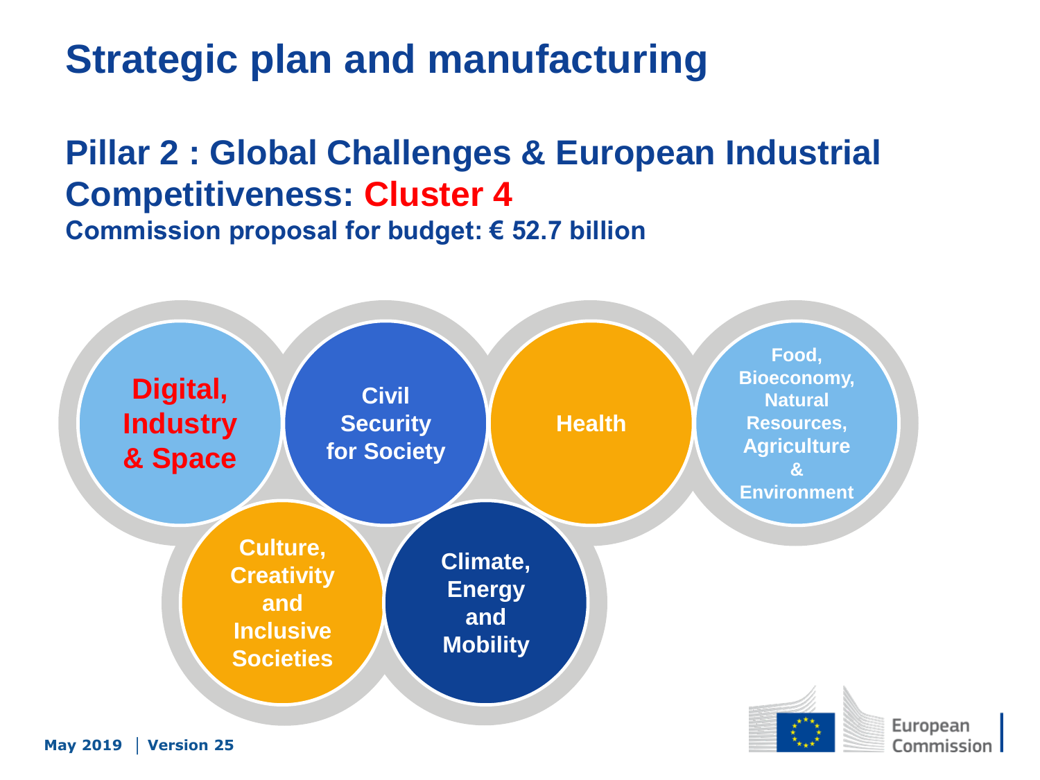# Strategic plan and manufacturing

## Pillar 2 : Global Challenges & European Industrial Competitiveness: Cluster 4

**Commission proposal for budget: € 52.7 billion**

- **Digital, Industry & Space**
- **Civil Security for Society**
- **Health**
- **Food, Bioeconomy, Natural Resources, Agriculture & Environment**
- **Culture, Creativity and Inclusive Societies**
- **Climate, Energy and Mobility**

May 2019 | Version 25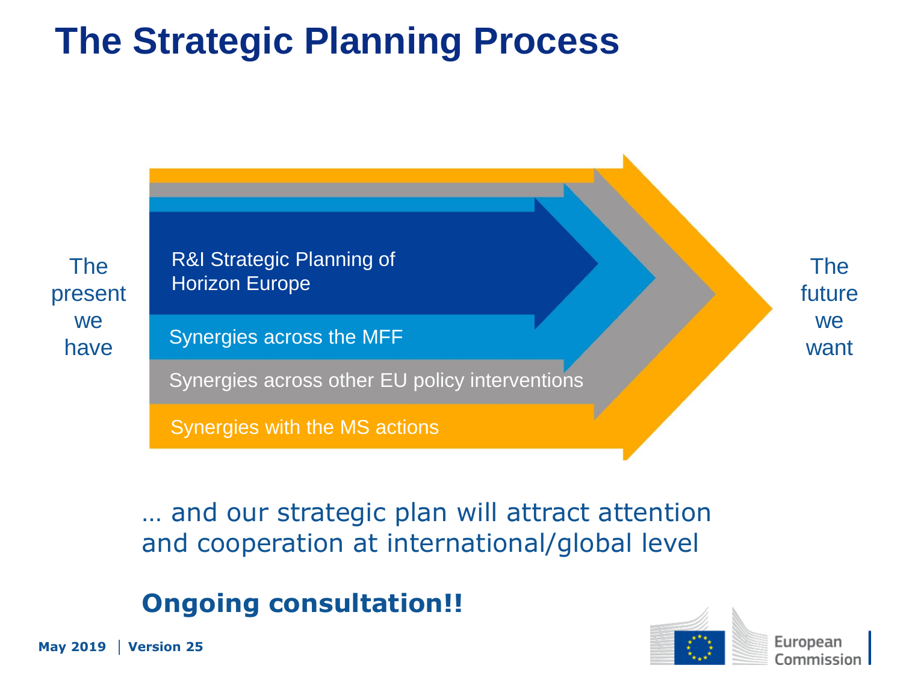# The Strategic Planning Process

The present we have

- R&I Strategic Planning of Horizon Europe
- Synergies across the MFF
- Synergies across other EU policy interventions
- Synergies with the MS actions

The future we want

… and our strategic plan will attract attention and cooperation at international/global level

**Ongoing consultation!!**

**May 2019** | **Version 25**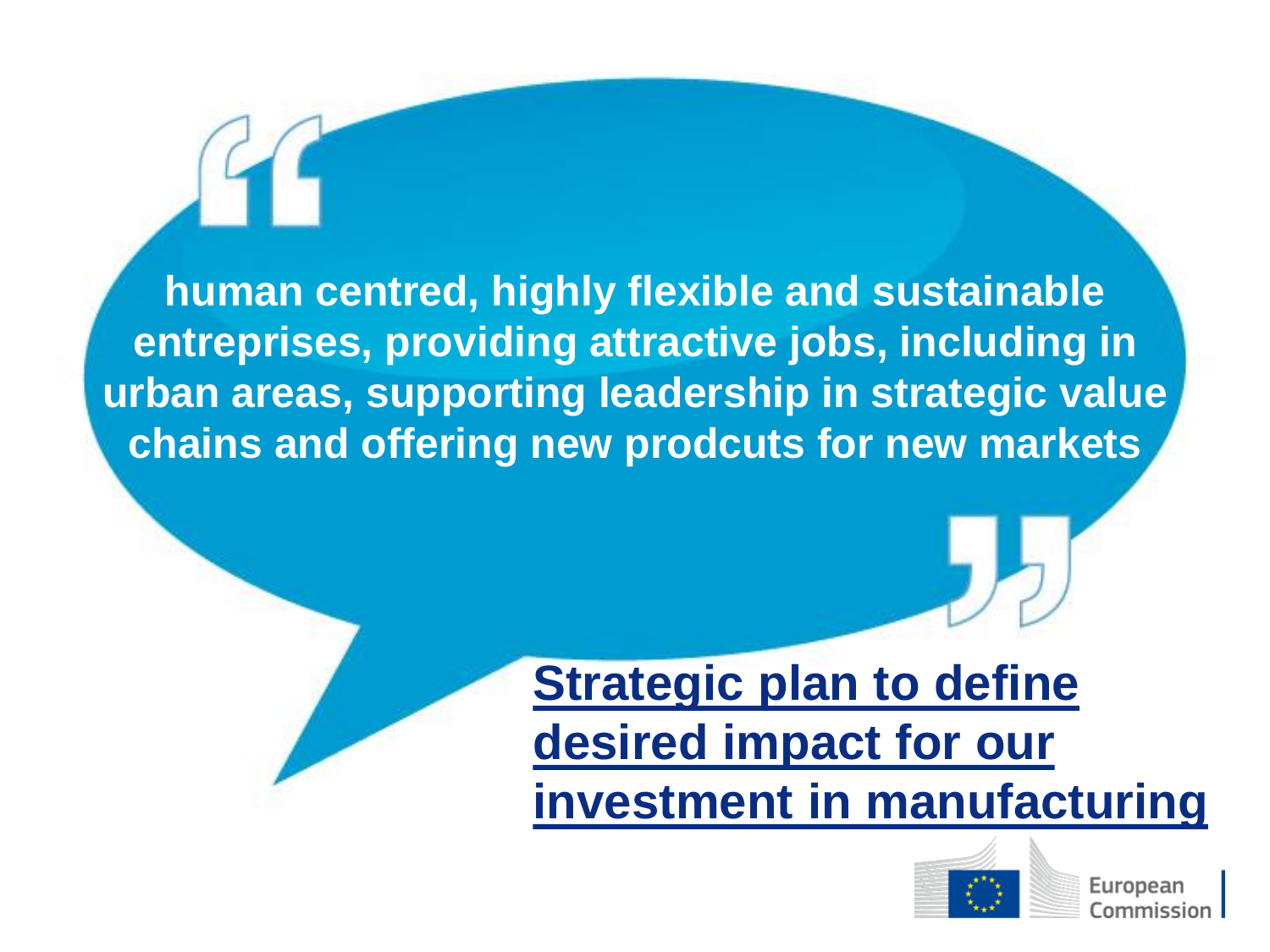"human centred, highly flexible and sustainable entreprises, providing attractive jobs, including in urban areas, supporting leadership in strategic value chains and offering new prodcuts for new markets"

**Strategic plan to define desired impact for our investment in manufacturing**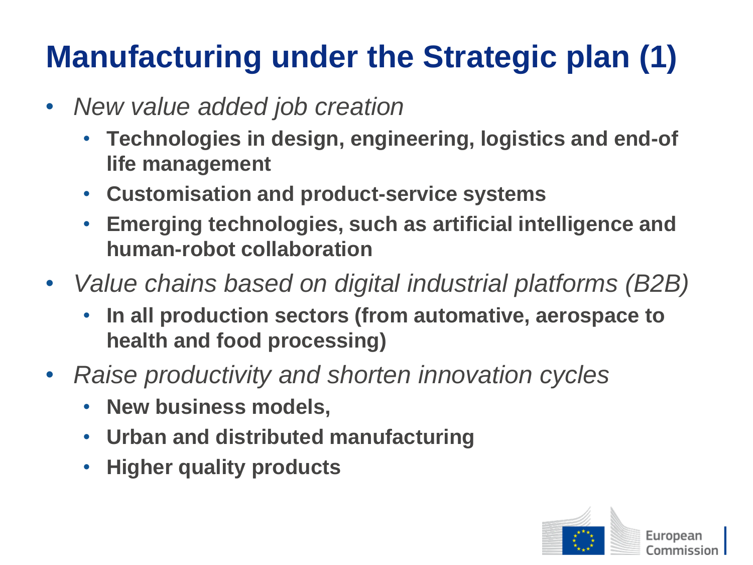# Manufacturing under the Strategic plan (1)

- *New value added job creation*
  - **Technologies in design, engineering, logistics and end-of life management**
  - **Customisation and product-service systems**
  - **Emerging technologies, such as artificial intelligence and human-robot collaboration**
- *Value chains based on digital industrial platforms (B2B)*
  - **In all production sectors (from automative, aerospace to health and food processing)**
- *Raise productivity and shorten innovation cycles*
  - **New business models,**
  - **Urban and distributed manufacturing**
  - **Higher quality products**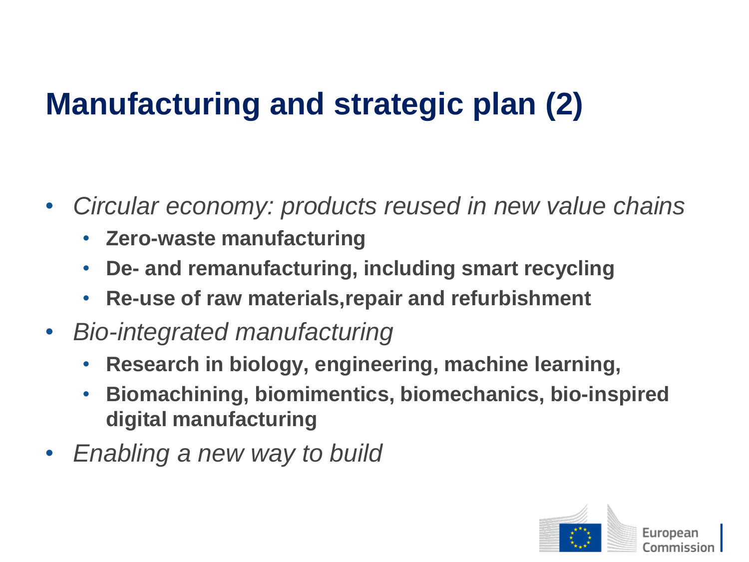# Manufacturing and strategic plan (2)

- *Circular economy: products reused in new value chains*
  - **Zero-waste manufacturing**
  - **De- and remanufacturing, including smart recycling**
  - **Re-use of raw materials,repair and refurbishment**
- *Bio-integrated manufacturing*
  - **Research in biology, engineering, machine learning,**
  - **Biomachining, biomimentics, biomechanics, bio-inspired digital manufacturing**
- *Enabling a new way to build*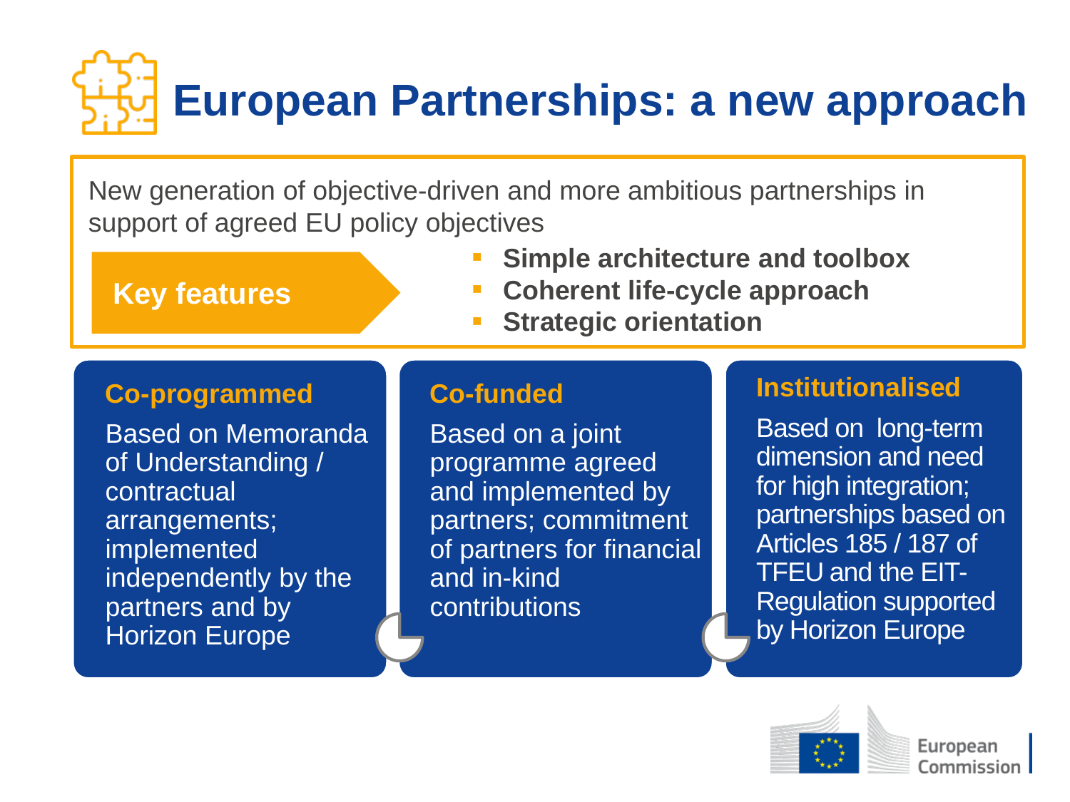# European Partnerships: a new approach

New generation of objective-driven and more ambitious partnerships in support of agreed EU policy objectives

**Key features**

- **Simple architecture and toolbox**
- **Coherent life-cycle approach**
- **Strategic orientation**

### Co-programmed

Based on Memoranda of Understanding / contractual arrangements; implemented independently by the partners and by Horizon Europe

### Co-funded

Based on a joint programme agreed and implemented by partners; commitment of partners for financial and in-kind contributions

### Institutionalised

Based on long-term dimension and need for high integration; partnerships based on Articles 185 / 187 of TFEU and the EIT-Regulation supported by Horizon Europe

European Commission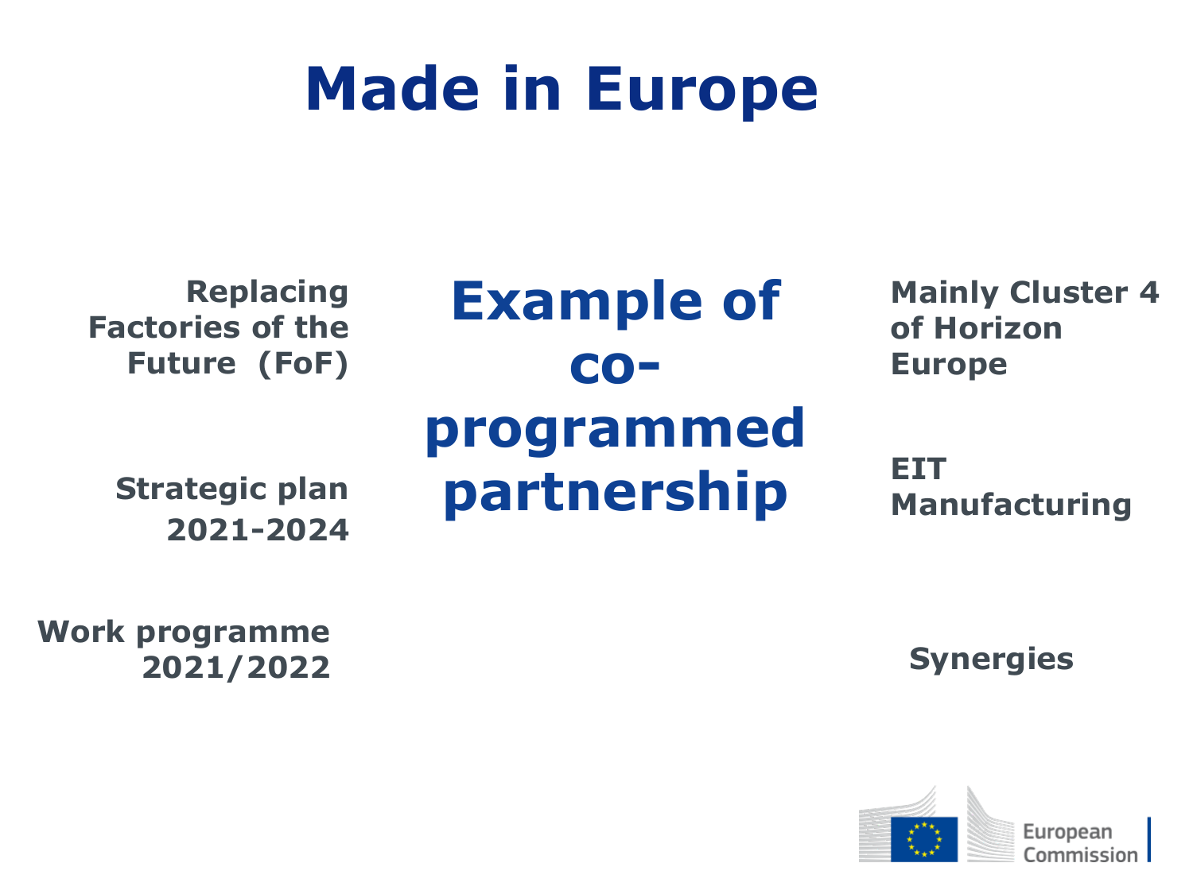# Made in Europe

## Example of co-programmed partnership

**Replacing Factories of the Future (FoF)**

**Strategic plan 2021-2024**

**Work programme 2021/2022**

**Mainly Cluster 4 of Horizon Europe**

**EIT Manufacturing**

**Synergies**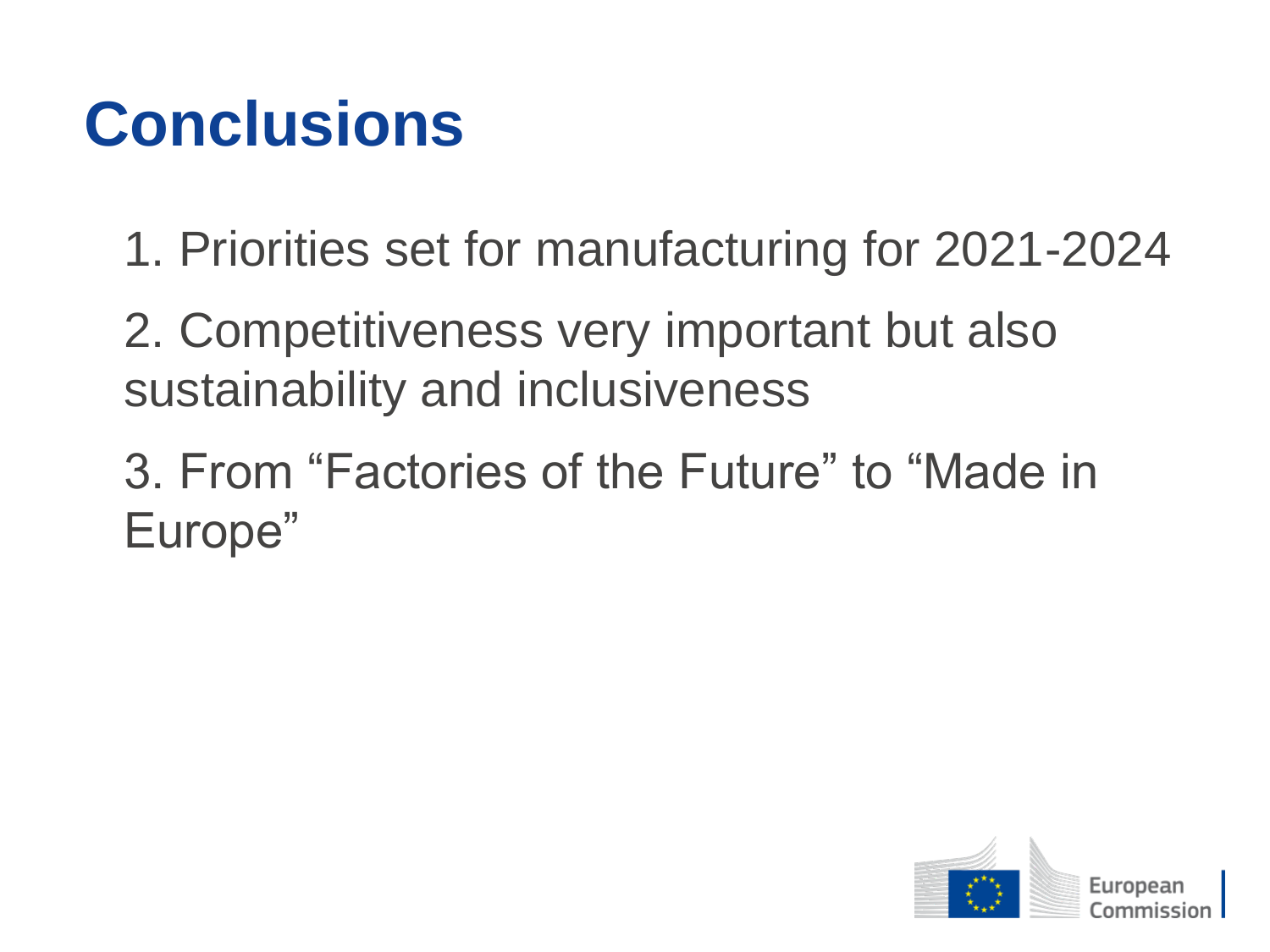# Conclusions

1. Priorities set for manufacturing for 2021-2024
2. Competitiveness very important but also sustainability and inclusiveness
3. From “Factories of the Future” to “Made in Europe”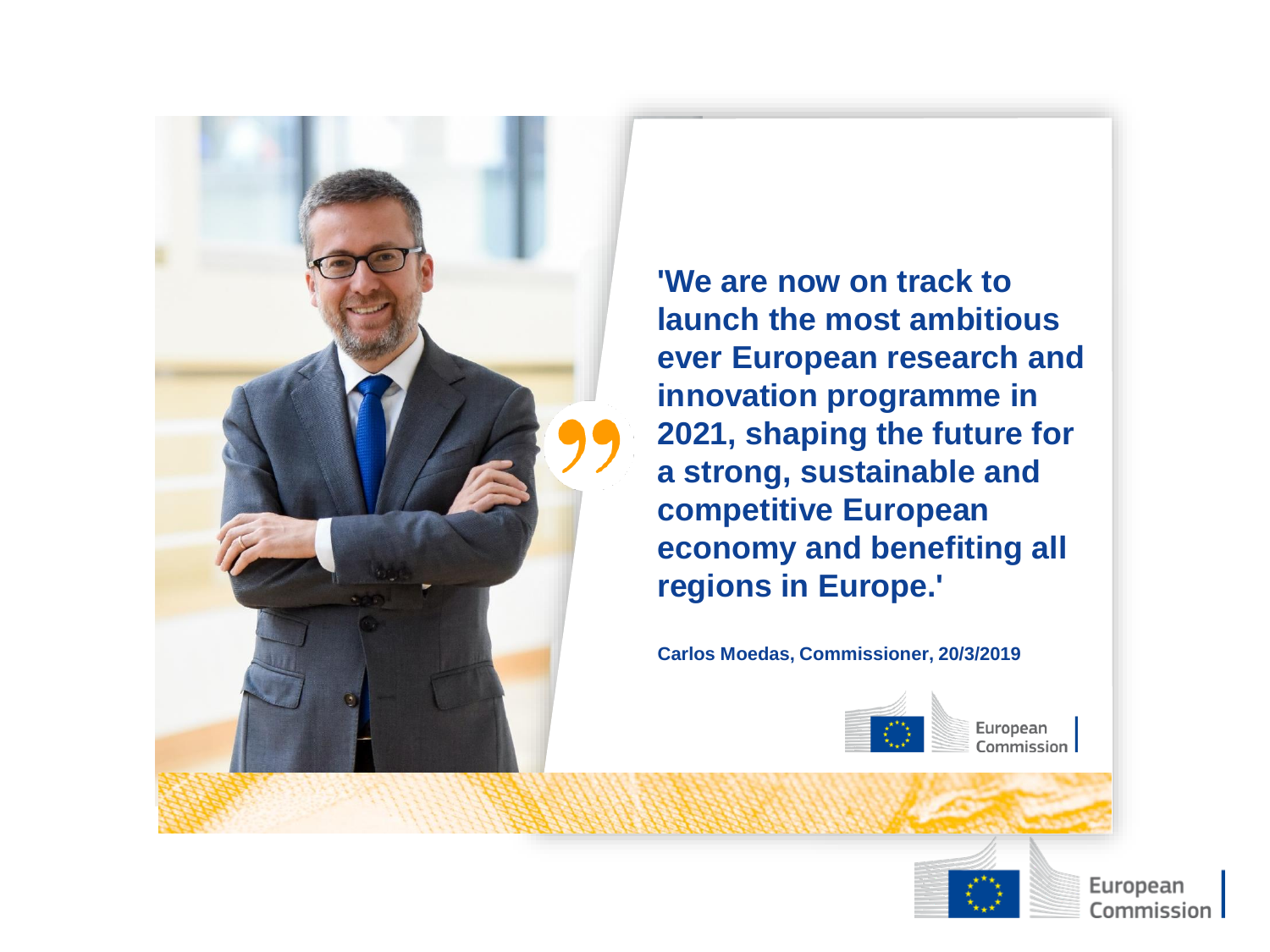**'We are now on track to launch the most ambitious ever European research and innovation programme in 2021, shaping the future for a strong, sustainable and competitive European economy and benefiting all regions in Europe.'**

**Carlos Moedas, Commissioner, 20/3/2019**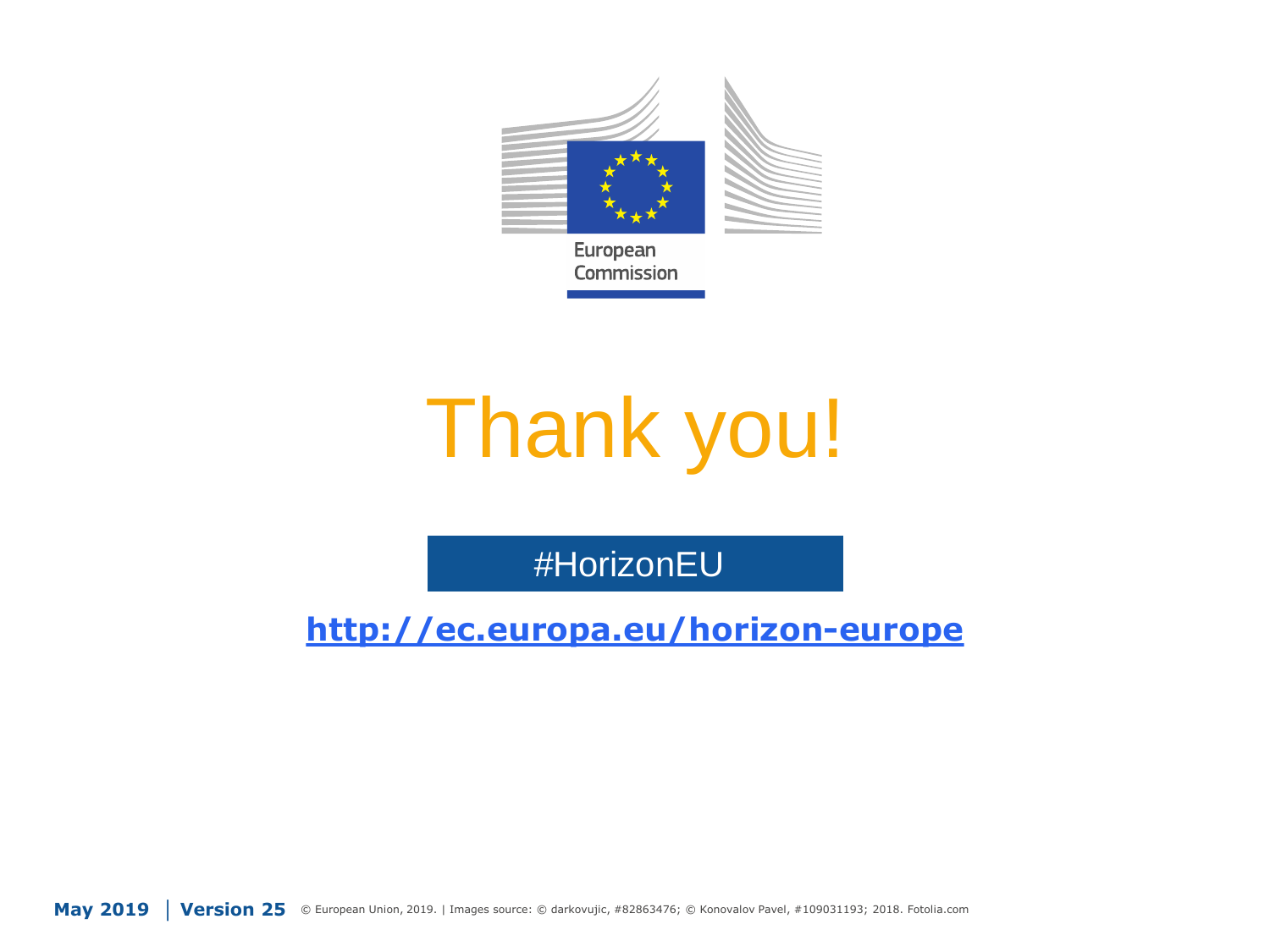European Commission

# Thank you!

#HorizonEU

**http://ec.europa.eu/horizon-europe**

**May 2019** | **Version 25** © European Union, 2019. | Images source: © darkovujic, #82863476; © Konovalov Pavel, #109031193; 2018. Fotolia.com